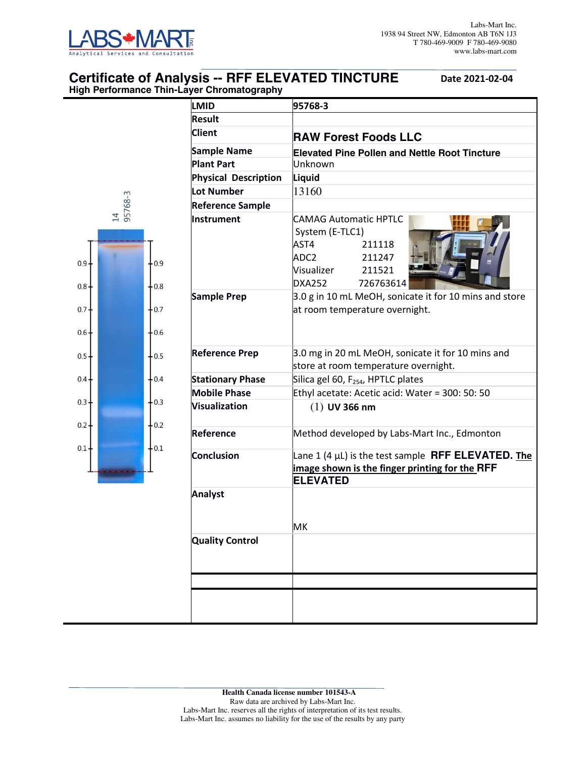Labs-Mart Inc.
1938 94 Street NW, Edmonton AB T6N 1J3
T 780-469-9009 F 780-469-9080
www.labs-mart.com

# Certificate of Analysis -- RFF ELEVATED TINCTURE

**Date 2021-02-04**

## High Performance Thin-Layer Chromatography

| | |
|---|---|
| **LMID** | **95768-3** |
| **Result** | |
| **Client** | **RAW Forest Foods LLC** |
| **Sample Name** | **Elevated Pine Pollen and Nettle Root Tincture** |
| **Plant Part** | Unknown |
| **Physical Description** | **Liquid** |
| **Lot Number** | 13160 |
| **Reference Sample** | |
| **Instrument** | CAMAG Automatic HPTLC System (E-TLC1)<br>AST4 211118<br>ADC2 211247<br>Visualizer 211521<br>DXA252 726763614 |
| **Sample Prep** | 3.0 g in 10 mL MeOH, sonicate it for 10 mins and store at room temperature overnight. |
| **Reference Prep** | 3.0 mg in 20 mL MeOH, sonicate it for 10 mins and store at room temperature overnight. |
| **Stationary Phase** | Silica gel 60, $F_{254}$, HPTLC plates |
| **Mobile Phase** | Ethyl acetate: Acetic acid: Water = 300: 50: 50 |
| **Visualization** | (1) **UV 366 nm** |
| **Reference** | Method developed by Labs-Mart Inc., Edmonton |
| **Conclusion** | Lane 1 (4 μL) is the test sample **RFF ELEVATED.** The image shown is the finger printing for the **RFF ELEVATED** |
| **Analyst** | MK |
| **Quality Control** | |
| | |
| | |

**Health Canada license number 101543-A**
Raw data are archived by Labs-Mart Inc.
Labs-Mart Inc. reserves all the rights of interpretation of its test results.
Labs-Mart Inc. assumes no liability for the use of the results by any party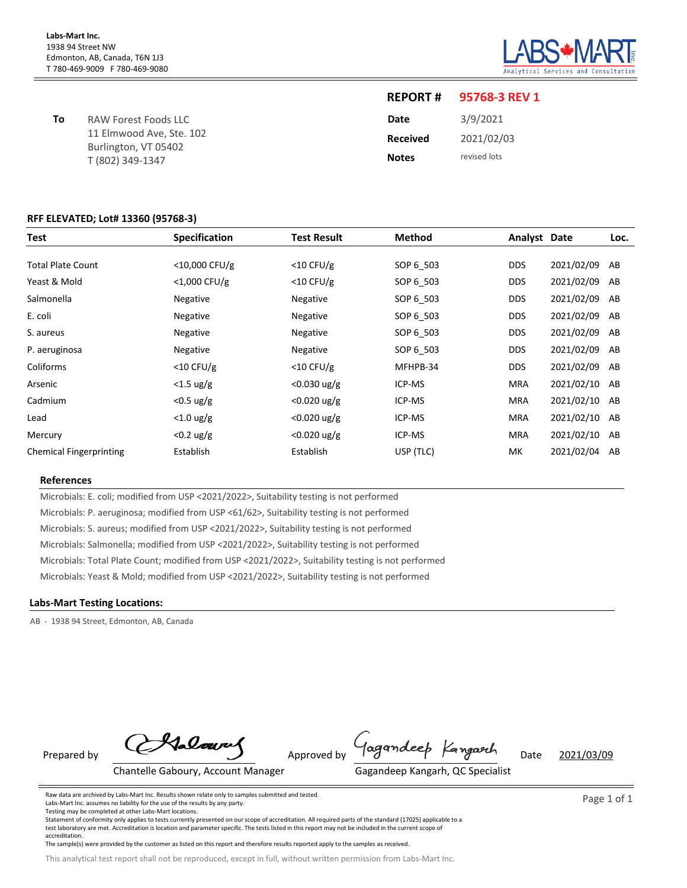**Labs-Mart Inc.**
1938 94 Street NW
Edmonton, AB, Canada, T6N 1J3
T 780-469-9009 F 780-469-9080

LABS-MART Inc.
Analytical Services and Consultation

**REPORT #** 95768-3 REV 1

| | |
|---|---|
| **Date** | 3/9/2021 |
| **Received** | 2021/02/03 |
| **Notes** | revised lots |

**To** RAW Forest Foods LLC
11 Elmwood Ave, Ste. 102
Burlington, VT 05402
T (802) 349-1347

**RFF ELEVATED; Lot# 13360 (95768-3)**

| Test | Specification | Test Result | Method | Analyst | Date | Loc. |
|---|---|---|---|---|---|---|
| Total Plate Count | <10,000 CFU/g | <10 CFU/g | SOP 6_503 | DDS | 2021/02/09 | AB |
| Yeast & Mold | <1,000 CFU/g | <10 CFU/g | SOP 6_503 | DDS | 2021/02/09 | AB |
| Salmonella | Negative | Negative | SOP 6_503 | DDS | 2021/02/09 | AB |
| E. coli | Negative | Negative | SOP 6_503 | DDS | 2021/02/09 | AB |
| S. aureus | Negative | Negative | SOP 6_503 | DDS | 2021/02/09 | AB |
| P. aeruginosa | Negative | Negative | SOP 6_503 | DDS | 2021/02/09 | AB |
| Coliforms | <10 CFU/g | <10 CFU/g | MFHPB-34 | DDS | 2021/02/09 | AB |
| Arsenic | <1.5 ug/g | <0.030 ug/g | ICP-MS | MRA | 2021/02/10 | AB |
| Cadmium | <0.5 ug/g | <0.020 ug/g | ICP-MS | MRA | 2021/02/10 | AB |
| Lead | <1.0 ug/g | <0.020 ug/g | ICP-MS | MRA | 2021/02/10 | AB |
| Mercury | <0.2 ug/g | <0.020 ug/g | ICP-MS | MRA | 2021/02/10 | AB |
| Chemical Fingerprinting | Establish | Establish | USP (TLC) | MK | 2021/02/04 | AB |

### References

Microbials: E. coli; modified from USP <2021/2022>, Suitability testing is not performed
Microbials: P. aeruginosa; modified from USP <61/62>, Suitability testing is not performed
Microbials: S. aureus; modified from USP <2021/2022>, Suitability testing is not performed
Microbials: Salmonella; modified from USP <2021/2022>, Suitability testing is not performed
Microbials: Total Plate Count; modified from USP <2021/2022>, Suitability testing is not performed
Microbials: Yeast & Mold; modified from USP <2021/2022>, Suitability testing is not performed

### Labs-Mart Testing Locations:

AB - 1938 94 Street, Edmonton, AB, Canada

Prepared by Chantelle Gaboury, Account Manager

Approved by Gagandeep Kangarh, QC Specialist

Date 2021/03/09

Raw data are archived by Labs-Mart Inc. Results shown relate only to samples submitted and tested.
Labs-Mart Inc. assumes no liability for the use of the results by any party.
Testing may be completed at other Labs-Mart locations.
Statement of conformity only applies to tests currently presented on our scope of accreditation. All required parts of the standard (17025) applicable to a test laboratory are met. Accreditation is location and parameter specific. The tests listed in this report may not be included in the current scope of accreditation.
The sample(s) were provided by the customer as listed on this report and therefore results reported apply to the samples as received.

This analytical test report shall not be reproduced, except in full, without written permission from Labs-Mart Inc.